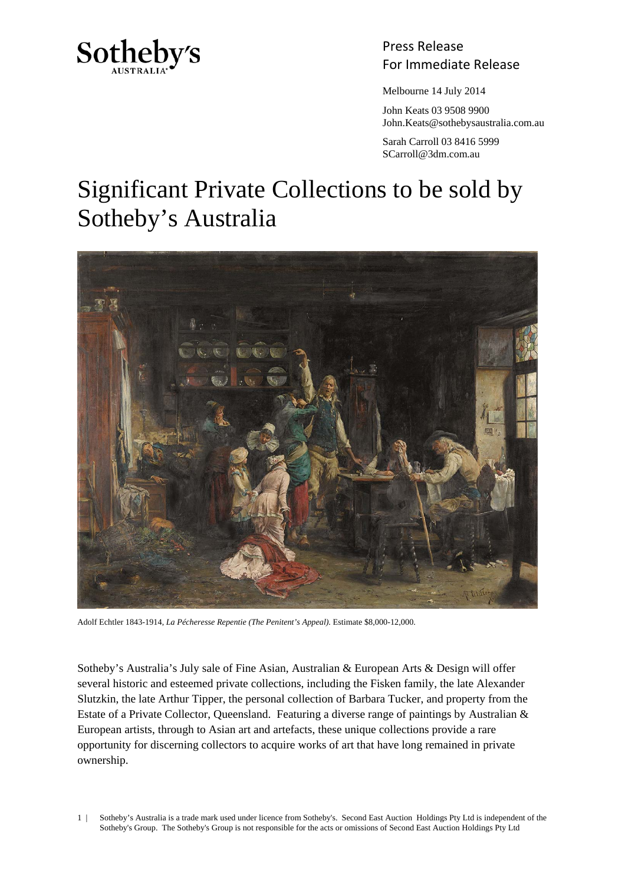Sotheby's AUSTRALIA

Press Release
For Immediate Release

Melbourne 14 July 2014

John Keats 03 9508 9900
John.Keats@sothebysaustralia.com.au

Sarah Carroll 03 8416 5999
SCarroll@3dm.com.au

# Significant Private Collections to be sold by Sotheby's Australia

Adolf Echtler 1843-1914, *La Pécheresse Repentie (The Penitent's Appeal).* Estimate $8,000-12,000.

Sotheby's Australia's July sale of Fine Asian, Australian & European Arts & Design will offer several historic and esteemed private collections, including the Fisken family, the late Alexander Slutzkin, the late Arthur Tipper, the personal collection of Barbara Tucker, and property from the Estate of a Private Collector, Queensland. Featuring a diverse range of paintings by Australian & European artists, through to Asian art and artefacts, these unique collections provide a rare opportunity for discerning collectors to acquire works of art that have long remained in private ownership.

Sotheby's Australia is a trade mark used under licence from Sotheby's. Second East Auction Holdings Pty Ltd is independent of the Sotheby's Group. The Sotheby's Group is not responsible for the acts or omissions of Second East Auction Holdings Pty Ltd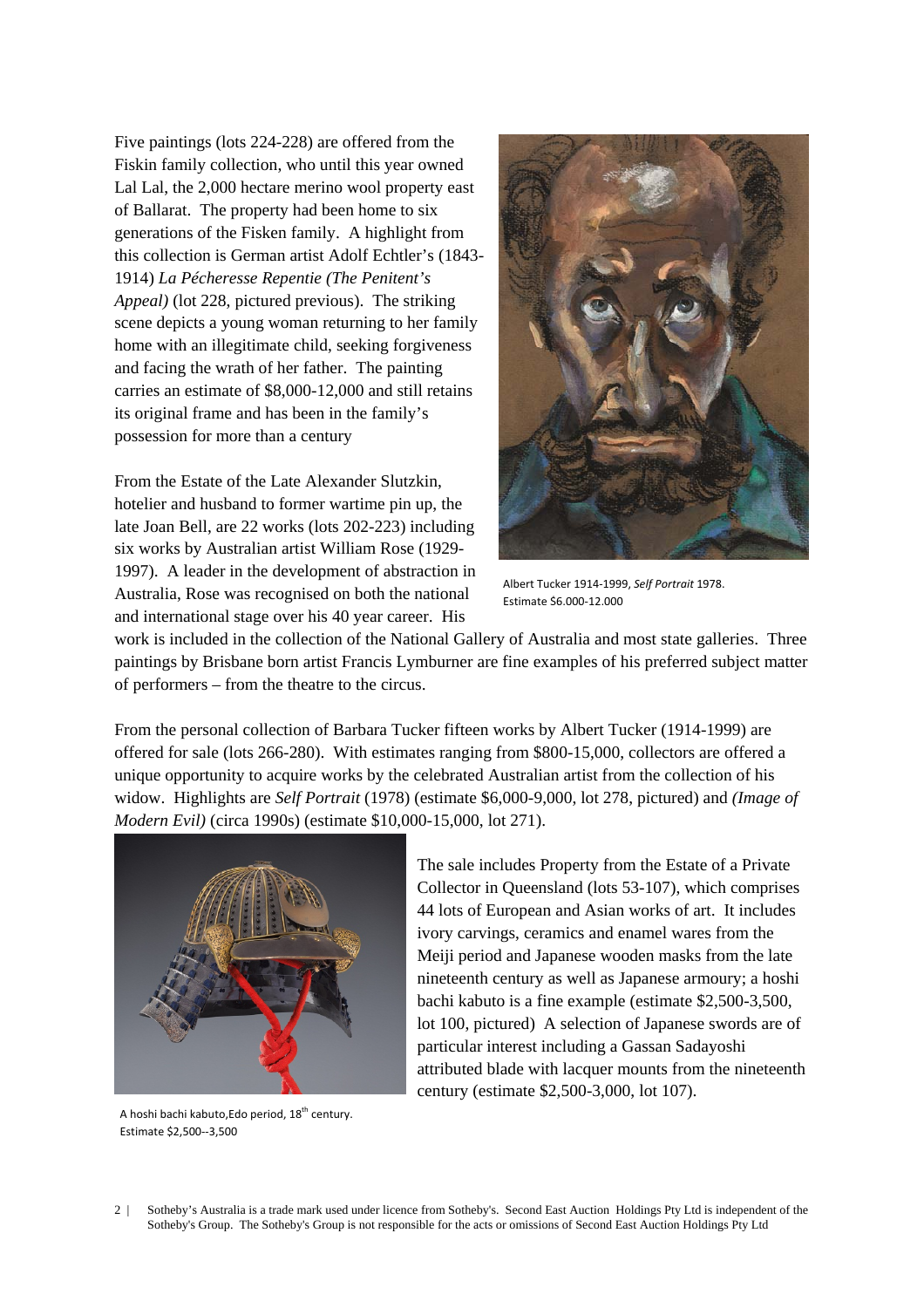Five paintings (lots 224-228) are offered from the Fiskin family collection, who until this year owned Lal Lal, the 2,000 hectare merino wool property east of Ballarat. The property had been home to six generations of the Fisken family. A highlight from this collection is German artist Adolf Echtler's (1843-1914) *La Pécheresse Repentie (The Penitent's Appeal)* (lot 228, pictured previous). The striking scene depicts a young woman returning to her family home with an illegitimate child, seeking forgiveness and facing the wrath of her father. The painting carries an estimate of $8,000-12,000 and still retains its original frame and has been in the family's possession for more than a century

Albert Tucker 1914-1999, *Self Portrait* 1978. Estimate $6.000-12.000

From the Estate of the Late Alexander Slutzkin, hotelier and husband to former wartime pin up, the late Joan Bell, are 22 works (lots 202-223) including six works by Australian artist William Rose (1929-1997). A leader in the development of abstraction in Australia, Rose was recognised on both the national and international stage over his 40 year career. His work is included in the collection of the National Gallery of Australia and most state galleries. Three paintings by Brisbane born artist Francis Lymburner are fine examples of his preferred subject matter of performers – from the theatre to the circus.

From the personal collection of Barbara Tucker fifteen works by Albert Tucker (1914-1999) are offered for sale (lots 266-280). With estimates ranging from $800-15,000, collectors are offered a unique opportunity to acquire works by the celebrated Australian artist from the collection of his widow. Highlights are *Self Portrait* (1978) (estimate $6,000-9,000, lot 278, pictured) and *(Image of Modern Evil)* (circa 1990s) (estimate $10,000-15,000, lot 271).

A hoshi bachi kabuto,Edo period, 18th century. Estimate $2,500--3,500

The sale includes Property from the Estate of a Private Collector in Queensland (lots 53-107), which comprises 44 lots of European and Asian works of art. It includes ivory carvings, ceramics and enamel wares from the Meiji period and Japanese wooden masks from the late nineteenth century as well as Japanese armoury; a hoshi bachi kabuto is a fine example (estimate $2,500-3,500, lot 100, pictured) A selection of Japanese swords are of particular interest including a Gassan Sadayoshi attributed blade with lacquer mounts from the nineteenth century (estimate $2,500-3,000, lot 107).

Sotheby's Australia is a trade mark used under licence from Sotheby's. Second East Auction Holdings Pty Ltd is independent of the Sotheby's Group. The Sotheby's Group is not responsible for the acts or omissions of Second East Auction Holdings Pty Ltd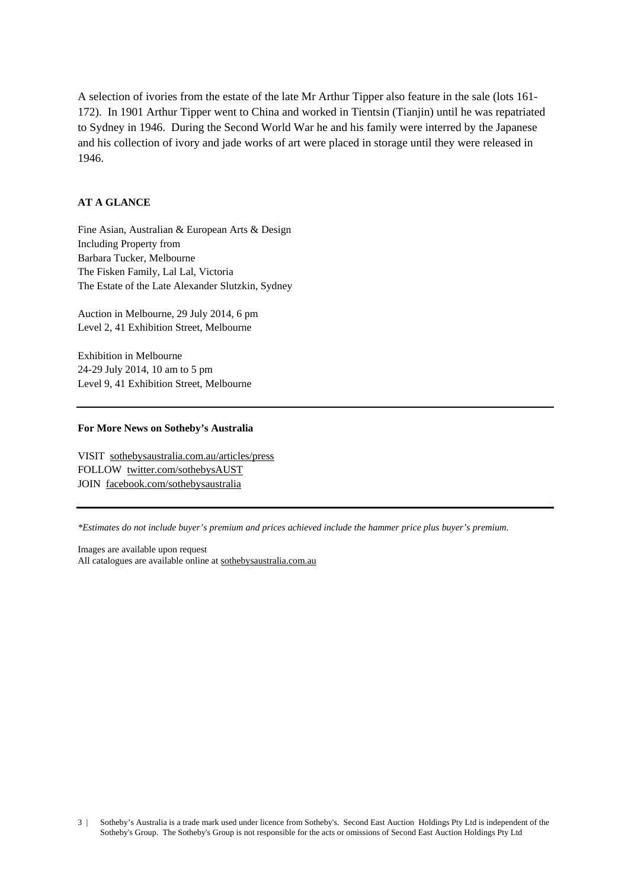A selection of ivories from the estate of the late Mr Arthur Tipper also feature in the sale (lots 161-172). In 1901 Arthur Tipper went to China and worked in Tientsin (Tianjin) until he was repatriated to Sydney in 1946. During the Second World War he and his family were interred by the Japanese and his collection of ivory and jade works of art were placed in storage until they were released in 1946.

**AT A GLANCE**

Fine Asian, Australian & European Arts & Design
Including Property from
Barbara Tucker, Melbourne
The Fisken Family, Lal Lal, Victoria
The Estate of the Late Alexander Slutzkin, Sydney

Auction in Melbourne, 29 July 2014, 6 pm
Level 2, 41 Exhibition Street, Melbourne

Exhibition in Melbourne
24-29 July 2014, 10 am to 5 pm
Level 9, 41 Exhibition Street, Melbourne

---

**For More News on Sotheby's Australia**

VISIT sothebysaustralia.com.au/articles/press
FOLLOW twitter.com/sothebysAUST
JOIN facebook.com/sothebysaustralia

---

*\*Estimates do not include buyer's premium and prices achieved include the hammer price plus buyer's premium.*

Images are available upon request
All catalogues are available online at sothebysaustralia.com.au

Sotheby's Australia is a trade mark used under licence from Sotheby's. Second East Auction Holdings Pty Ltd is independent of the Sotheby's Group. The Sotheby's Group is not responsible for the acts or omissions of Second East Auction Holdings Pty Ltd